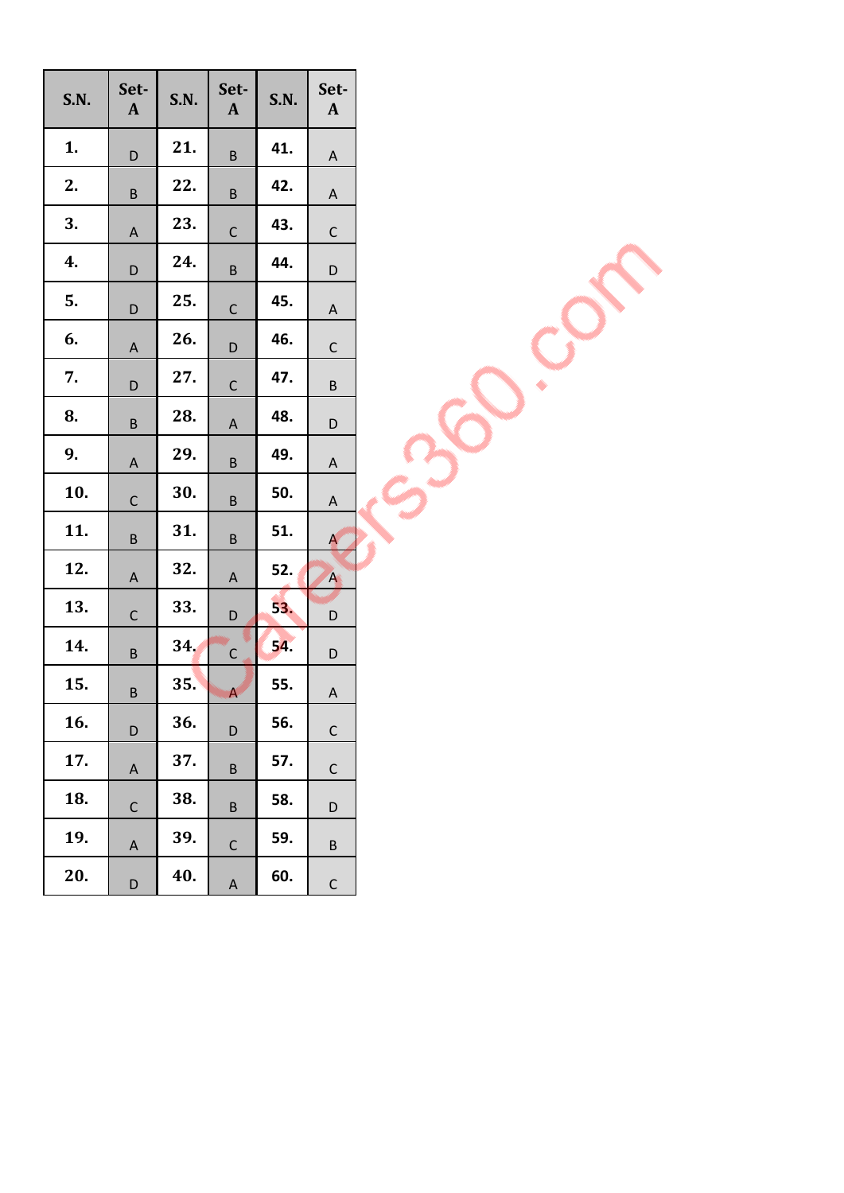| S.N. | Set-A | S.N. | Set-A | S.N. | Set-A |
|---|---|---|---|---|---|
| 1. | D | 21. | B | 41. | A |
| 2. | B | 22. | B | 42. | A |
| 3. | A | 23. | C | 43. | C |
| 4. | D | 24. | B | 44. | D |
| 5. | D | 25. | C | 45. | A |
| 6. | A | 26. | D | 46. | C |
| 7. | D | 27. | C | 47. | B |
| 8. | B | 28. | A | 48. | D |
| 9. | A | 29. | B | 49. | A |
| 10. | C | 30. | B | 50. | A |
| 11. | B | 31. | B | 51. | A |
| 12. | A | 32. | A | 52. | A |
| 13. | C | 33. | D | 53. | D |
| 14. | B | 34. | C | 54. | D |
| 15. | B | 35. | A | 55. | A |
| 16. | D | 36. | D | 56. | C |
| 17. | A | 37. | B | 57. | C |
| 18. | C | 38. | B | 58. | D |
| 19. | A | 39. | C | 59. | B |
| 20. | D | 40. | A | 60. | C |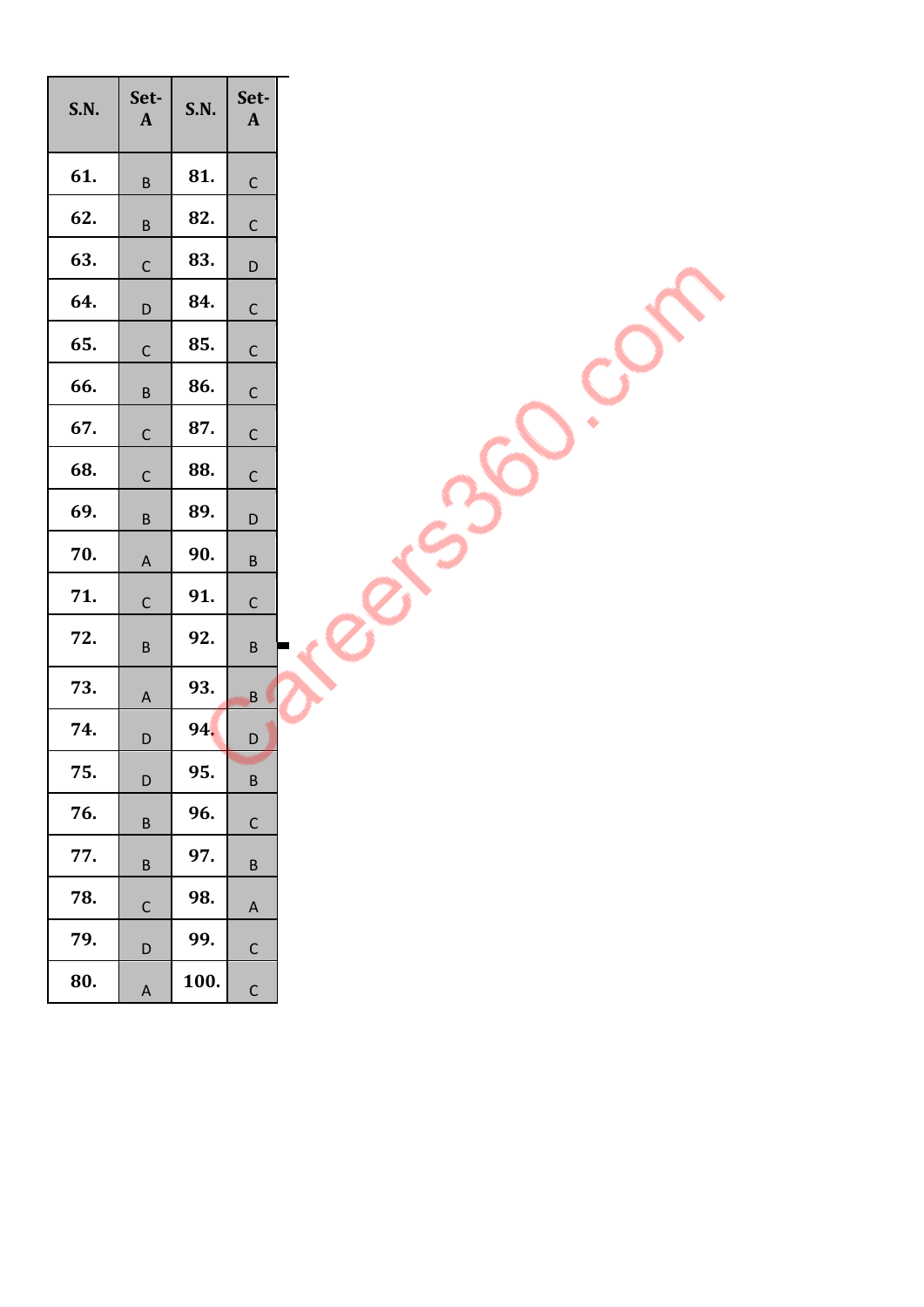| S.N. | Set-A | S.N. | Set-A |
|---|---|---|---|
| 61. | B | 81. | C |
| 62. | B | 82. | C |
| 63. | C | 83. | D |
| 64. | D | 84. | C |
| 65. | C | 85. | C |
| 66. | B | 86. | C |
| 67. | C | 87. | C |
| 68. | C | 88. | C |
| 69. | B | 89. | D |
| 70. | A | 90. | B |
| 71. | C | 91. | C |
| 72. | B | 92. | B |
| 73. | A | 93. | B |
| 74. | D | 94. | D |
| 75. | D | 95. | B |
| 76. | B | 96. | C |
| 77. | B | 97. | B |
| 78. | C | 98. | A |
| 79. | D | 99. | C |
| 80. | A | 100. | C |